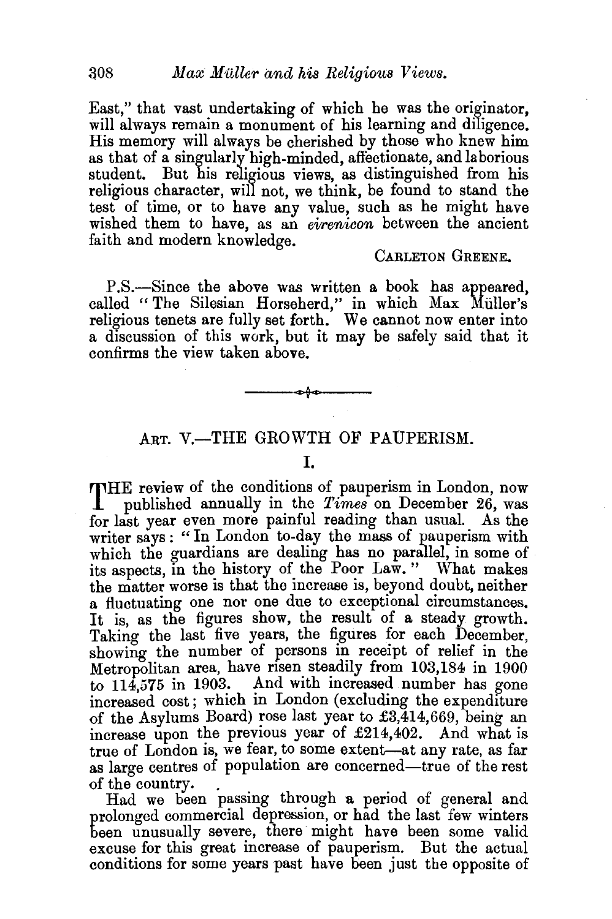East," that vast undertaking of which he was the originator, will always remain a monument of his learning and diligence. His memory will always be cherished by those who knew him as that of a singularly high-minded, affectionate, and laborious student. But his religious views, as distinguished from his religious character, will not, we think, be found to stand the test of time, or to have any value, such as he might have wished them to have, as an *eirenicon* between the ancient faith and modern knowledge.

CARLETON GREENE.

P.S.—Since the above was written a book has appeared, called "The Silesian Horseherd," in which Max Müller's religious tenets are fully set forth. We cannot now enter into a discussion of this work, but it may be safely said that it confirms the view taken above.

---

## ART. V.—THE GROWTH OF PAUPERISM.

### I.

THE review of the conditions of pauperism in London, now published annually in the *Times* on December 26, was for last year even more painful reading than usual. As the writer says: "In London to-day the mass of pauperism with which the guardians are dealing has no parallel, in some of its aspects, in the history of the Poor Law." What makes the matter worse is that the increase is, beyond doubt, neither a fluctuating one nor one due to exceptional circumstances. It is, as the figures show, the result of a steady growth. Taking the last five years, the figures for each December, showing the number of persons in receipt of relief in the Metropolitan area, have risen steadily from 103,184 in 1900 to 114,575 in 1903. And with increased number has gone increased cost; which in London (excluding the expenditure of the Asylums Board) rose last year to £3,414,669, being an increase upon the previous year of £214,402. And what is true of London is, we fear, to some extent—at any rate, as far as large centres of population are concerned—true of the rest of the country.

Had we been passing through a period of general and prolonged commercial depression, or had the last few winters been unusually severe, there might have been some valid excuse for this great increase of pauperism. But the actual conditions for some years past have been just the opposite of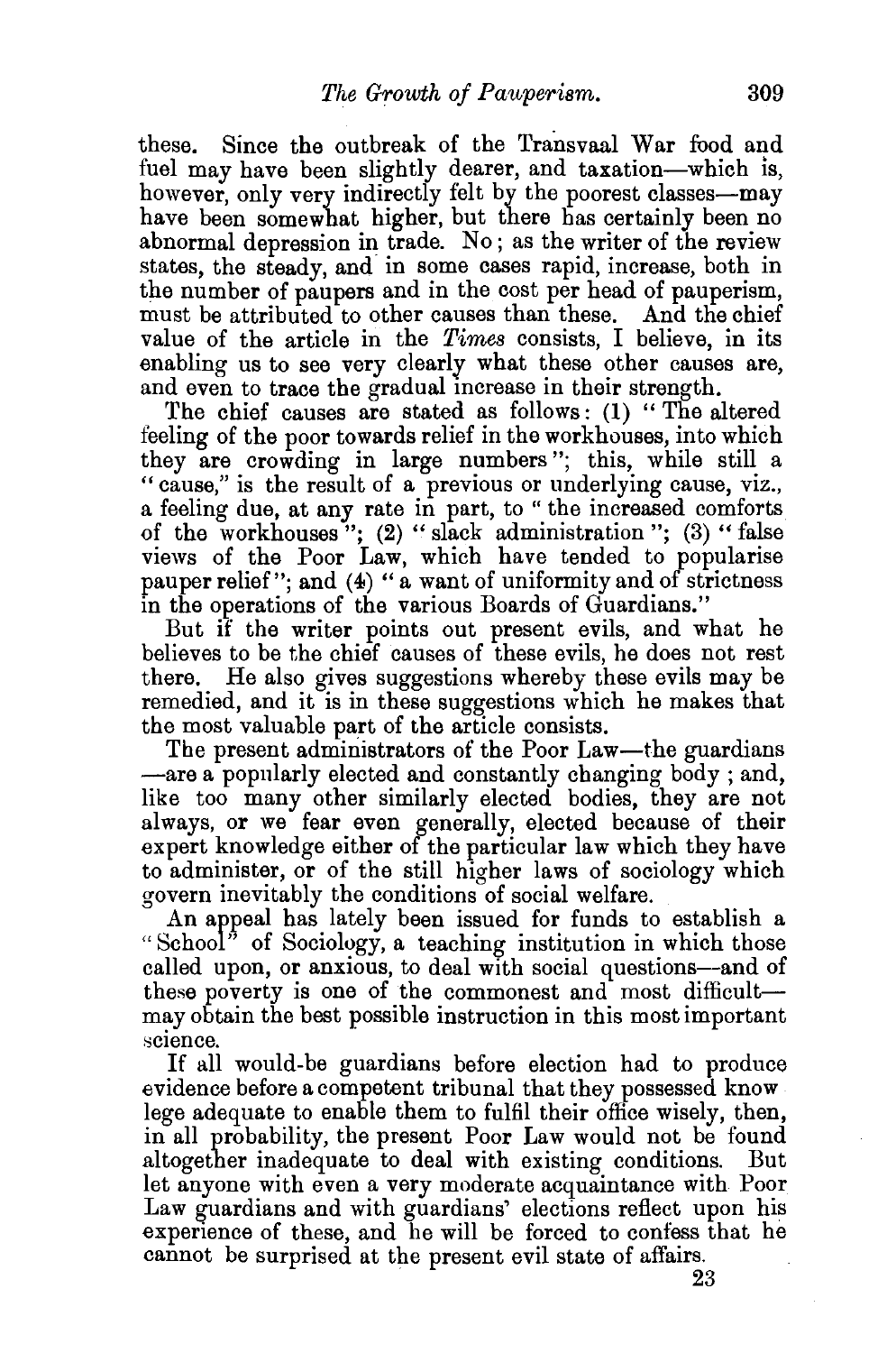these. Since the outbreak of the Transvaal War food and fuel may have been slightly dearer, and taxation—which is, however, only very indirectly felt by the poorest classes—may have been somewhat higher, but there has certainly been no abnormal depression in trade. No; as the writer of the review states, the steady, and in some cases rapid, increase, both in the number of paupers and in the cost per head of pauperism, must be attributed to other causes than these. And the chief value of the article in the *Times* consists, I believe, in its enabling us to see very clearly what these other causes are, and even to trace the gradual increase in their strength.

The chief causes are stated as follows: (1) "The altered feeling of the poor towards relief in the workhouses, into which they are crowding in large numbers"; this, while still a "cause," is the result of a previous or underlying cause, viz., a feeling due, at any rate in part, to "the increased comforts of the workhouses"; (2) "slack administration"; (3) "false views of the Poor Law, which have tended to popularise pauper relief"; and (4) "a want of uniformity and of strictness in the operations of the various Boards of Guardians."

But if the writer points out present evils, and what he believes to be the chief causes of these evils, he does not rest there. He also gives suggestions whereby these evils may be remedied, and it is in these suggestions which he makes that the most valuable part of the article consists.

The present administrators of the Poor Law—the guardians—are a popularly elected and constantly changing body; and, like too many other similarly elected bodies, they are not always, or we fear even generally, elected because of their expert knowledge either of the particular law which they have to administer, or of the still higher laws of sociology which govern inevitably the conditions of social welfare.

An appeal has lately been issued for funds to establish a "School" of Sociology, a teaching institution in which those called upon, or anxious, to deal with social questions—and of these poverty is one of the commonest and most difficult—may obtain the best possible instruction in this most important science.

If all would-be guardians before election had to produce evidence before a competent tribunal that they possessed know lege adequate to enable them to fulfil their office wisely, then, in all probability, the present Poor Law would not be found altogether inadequate to deal with existing conditions. But let anyone with even a very moderate acquaintance with Poor Law guardians and with guardians' elections reflect upon his experience of these, and he will be forced to confess that he cannot be surprised at the present evil state of affairs.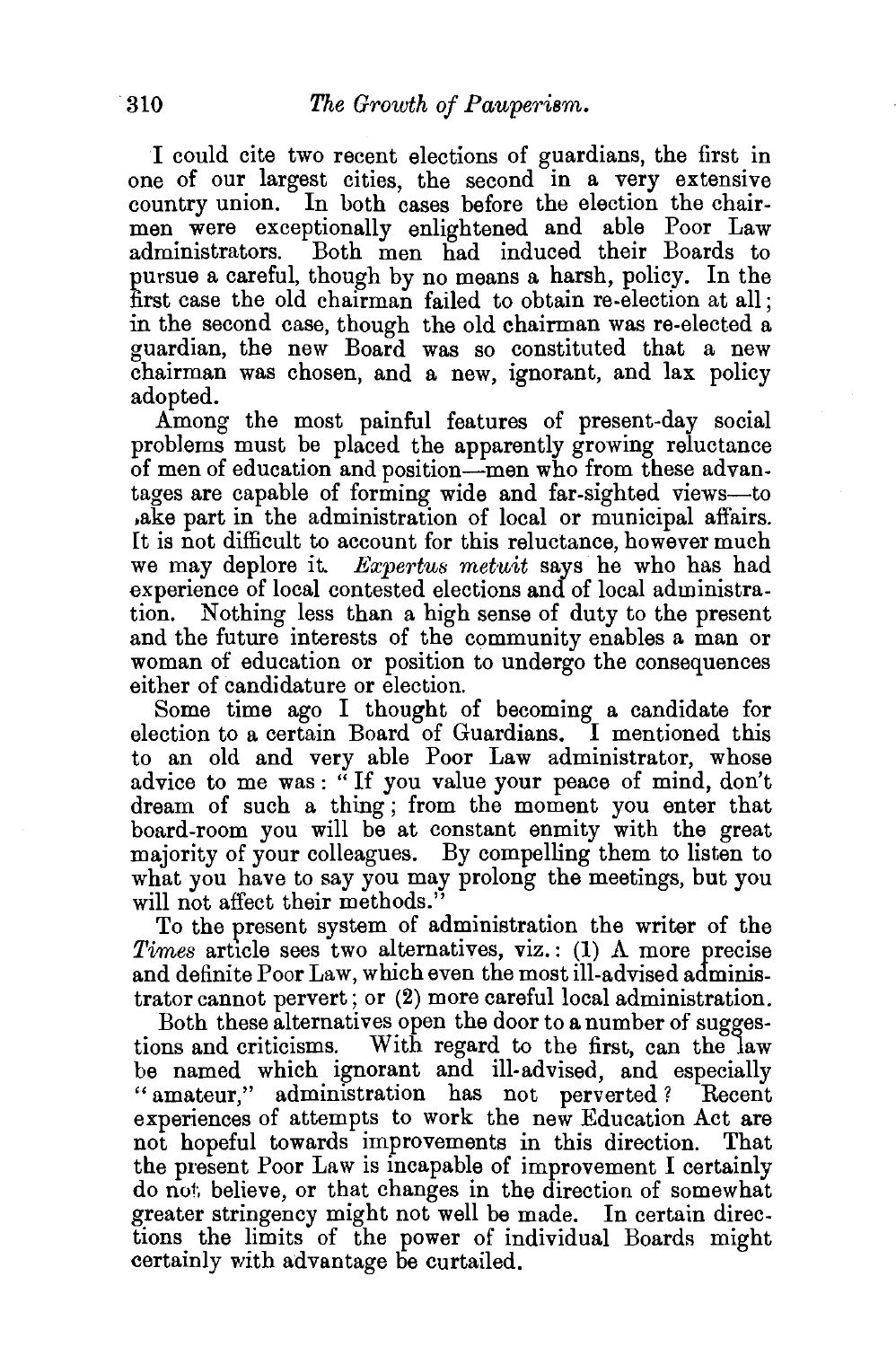I could cite two recent elections of guardians, the first in one of our largest cities, the second in a very extensive country union. In both cases before the election the chairmen were exceptionally enlightened and able Poor Law administrators. Both men had induced their Boards to pursue a careful, though by no means a harsh, policy. In the first case the old chairman failed to obtain re-election at all; in the second case, though the old chairman was re-elected a guardian, the new Board was so constituted that a new chairman was chosen, and a new, ignorant, and lax policy adopted.

Among the most painful features of present-day social problems must be placed the apparently growing reluctance of men of education and position—men who from these advantages are capable of forming wide and far-sighted views—to take part in the administration of local or municipal affairs. It is not difficult to account for this reluctance, however much we may deplore it. *Expertus metuit* says he who has had experience of local contested elections and of local administration. Nothing less than a high sense of duty to the present and the future interests of the community enables a man or woman of education or position to undergo the consequences either of candidature or election.

Some time ago I thought of becoming a candidate for election to a certain Board of Guardians. I mentioned this to an old and very able Poor Law administrator, whose advice to me was: "If you value your peace of mind, don't dream of such a thing; from the moment you enter that board-room you will be at constant enmity with the great majority of your colleagues. By compelling them to listen to what you have to say you may prolong the meetings, but you will not affect their methods."

To the present system of administration the writer of the *Times* article sees two alternatives, viz.: (1) A more precise and definite Poor Law, which even the most ill-advised administrator cannot pervert; or (2) more careful local administration.

Both these alternatives open the door to a number of suggestions and criticisms. With regard to the first, can the law be named which ignorant and ill-advised, and especially "amateur," administration has not perverted? Recent experiences of attempts to work the new Education Act are not hopeful towards improvements in this direction. That the present Poor Law is incapable of improvement I certainly do not believe, or that changes in the direction of somewhat greater stringency might not well be made. In certain directions the limits of the power of individual Boards might certainly with advantage be curtailed.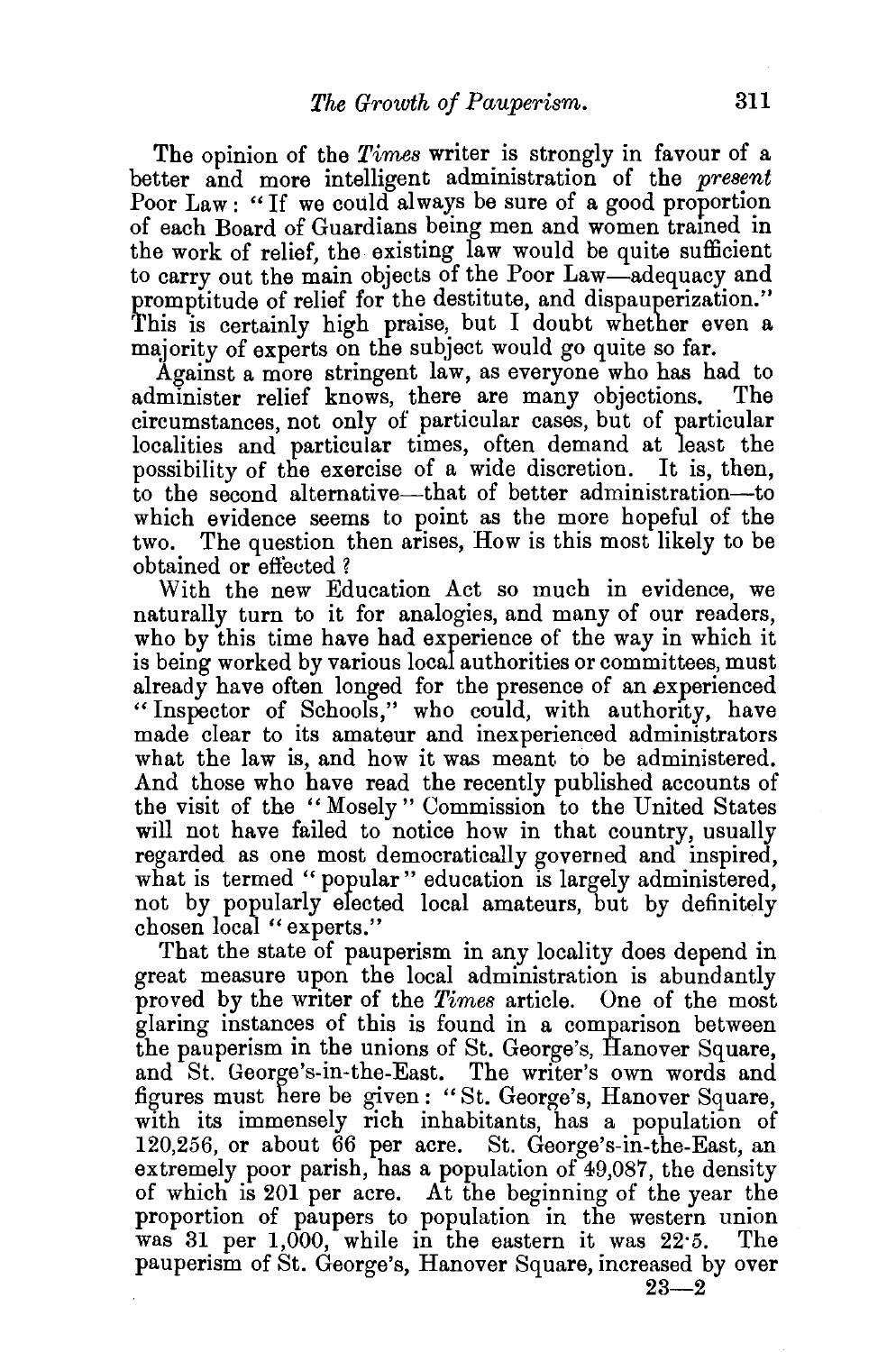The opinion of the *Times* writer is strongly in favour of a better and more intelligent administration of the *present* Poor Law: "If we could always be sure of a good proportion of each Board of Guardians being men and women trained in the work of relief, the existing law would be quite sufficient to carry out the main objects of the Poor Law—adequacy and promptitude of relief for the destitute, and dispauperization." This is certainly high praise, but I doubt whether even a majority of experts on the subject would go quite so far.

Against a more stringent law, as everyone who has had to administer relief knows, there are many objections. The circumstances, not only of particular cases, but of particular localities and particular times, often demand at least the possibility of the exercise of a wide discretion. It is, then, to the second alternative—that of better administration—to which evidence seems to point as the more hopeful of the two. The question then arises, How is this most likely to be obtained or effected?

With the new Education Act so much in evidence, we naturally turn to it for analogies, and many of our readers, who by this time have had experience of the way in which it is being worked by various local authorities or committees, must already have often longed for the presence of an experienced "Inspector of Schools," who could, with authority, have made clear to its amateur and inexperienced administrators what the law is, and how it was meant to be administered. And those who have read the recently published accounts of the visit of the "Mosely" Commission to the United States will not have failed to notice how in that country, usually regarded as one most democratically governed and inspired, what is termed "popular" education is largely administered, not by popularly elected local amateurs, but by definitely chosen local "experts."

That the state of pauperism in any locality does depend in great measure upon the local administration is abundantly proved by the writer of the *Times* article. One of the most glaring instances of this is found in a comparison between the pauperism in the unions of St. George's, Hanover Square, and St. George's-in-the-East. The writer's own words and figures must here be given: "St. George's, Hanover Square, with its immensely rich inhabitants, has a population of 120,256, or about 66 per acre. St. George's-in-the-East, an extremely poor parish, has a population of 49,087, the density of which is 201 per acre. At the beginning of the year the proportion of paupers to population in the western union was 31 per 1,000, while in the eastern it was 22·5. The pauperism of St. George's, Hanover Square, increased by over

23—2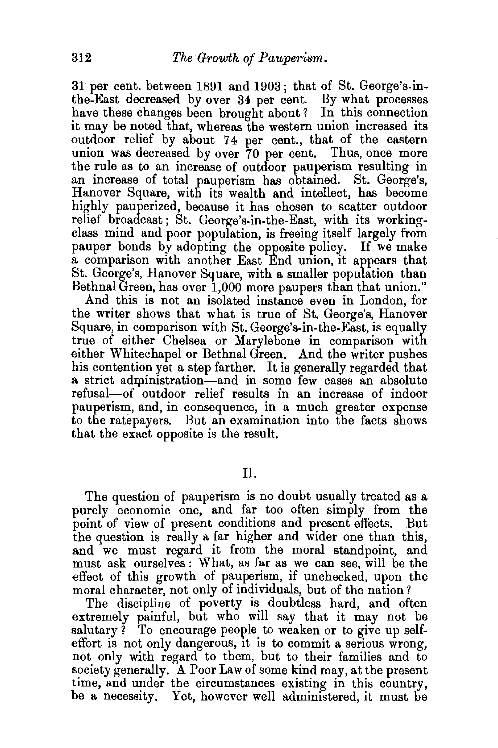31 per cent. between 1891 and 1903; that of St. George's-in-the-East decreased by over 34 per cent. By what processes have these changes been brought about? In this connection it may be noted that, whereas the western union increased its outdoor relief by about 74 per cent., that of the eastern union was decreased by over 70 per cent. Thus, once more the rule as to an increase of outdoor pauperism resulting in an increase of total pauperism has obtained. St. George's, Hanover Square, with its wealth and intellect, has become highly pauperized, because it has chosen to scatter outdoor relief broadcast; St. George's-in-the-East, with its working-class mind and poor population, is freeing itself largely from pauper bonds by adopting the opposite policy. If we make a comparison with another East End union, it appears that St. George's, Hanover Square, with a smaller population than Bethnal Green, has over 1,000 more paupers than that union."

And this is not an isolated instance even in London, for the writer shows that what is true of St. George's, Hanover Square, in comparison with St. George's-in-the-East, is equally true of either Chelsea or Marylebone in comparison with either Whitechapel or Bethnal Green. And the writer pushes his contention yet a step farther. It is generally regarded that a strict administration—and in some few cases an absolute refusal—of outdoor relief results in an increase of indoor pauperism, and, in consequence, in a much greater expense to the ratepayers. But an examination into the facts shows that the exact opposite is the result.

## II.

The question of pauperism is no doubt usually treated as a purely economic one, and far too often simply from the point of view of present conditions and present effects. But the question is really a far higher and wider one than this, and we must regard it from the moral standpoint, and must ask ourselves: What, as far as we can see, will be the effect of this growth of pauperism, if unchecked, upon the moral character, not only of individuals, but of the nation?

The discipline of poverty is doubtless hard, and often extremely painful, but who will say that it may not be salutary? To encourage people to weaken or to give up self-effort is not only dangerous, it is to commit a serious wrong, not only with regard to them, but to their families and to society generally. A Poor Law of some kind may, at the present time, and under the circumstances existing in this country, be a necessity. Yet, however well administered, it must be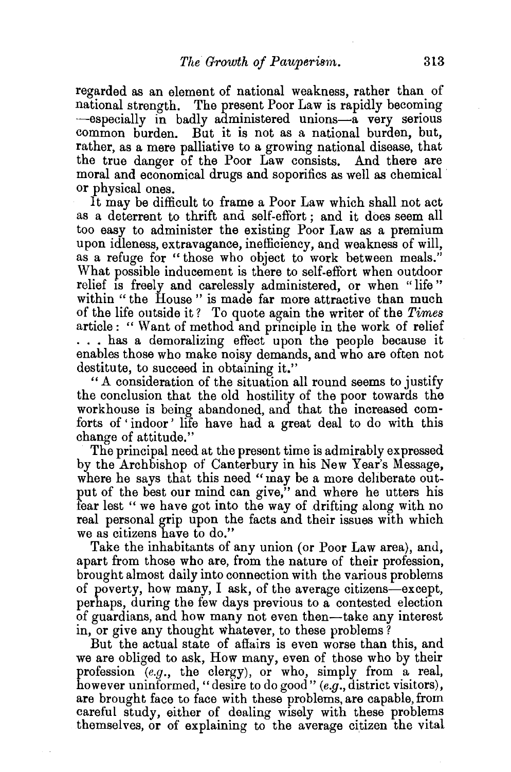regarded as an element of national weakness, rather than of national strength. The present Poor Law is rapidly becoming —especially in badly administered unions—a very serious common burden. But it is not as a national burden, but, rather, as a mere palliative to a growing national disease, that the true danger of the Poor Law consists. And there are moral and economical drugs and soporifics as well as chemical or physical ones.

It may be difficult to frame a Poor Law which shall not act as a deterrent to thrift and self-effort; and it does seem all too easy to administer the existing Poor Law as a premium upon idleness, extravagance, inefficiency, and weakness of will, as a refuge for "those who object to work between meals." What possible inducement is there to self-effort when outdoor relief is freely and carelessly administered, or when "life" within "the House" is made far more attractive than much of the life outside it? To quote again the writer of the *Times* article: "Want of method and principle in the work of relief . . . has a demoralizing effect upon the people because it enables those who make noisy demands, and who are often not destitute, to succeed in obtaining it."

"A consideration of the situation all round seems to justify the conclusion that the old hostility of the poor towards the workhouse is being abandoned, and that the increased comforts of 'indoor' life have had a great deal to do with this change of attitude."

The principal need at the present time is admirably expressed by the Archbishop of Canterbury in his New Year's Message, where he says that this need "may be a more deliberate output of the best our mind can give," and where he utters his fear lest "we have got into the way of drifting along with no real personal grip upon the facts and their issues with which we as citizens have to do."

Take the inhabitants of any union (or Poor Law area), and, apart from those who are, from the nature of their profession, brought almost daily into connection with the various problems of poverty, how many, I ask, of the average citizens—except, perhaps, during the few days previous to a contested election of guardians, and how many not even then—take any interest in, or give any thought whatever, to these problems?

But the actual state of affairs is even worse than this, and we are obliged to ask, How many, even of those who by their profession (*e.g.*, the clergy), or who, simply from a real, however uninformed, "desire to do good" (*e.g.*, district visitors), are brought face to face with these problems, are capable, from careful study, either of dealing wisely with these problems themselves, or of explaining to the average citizen the vital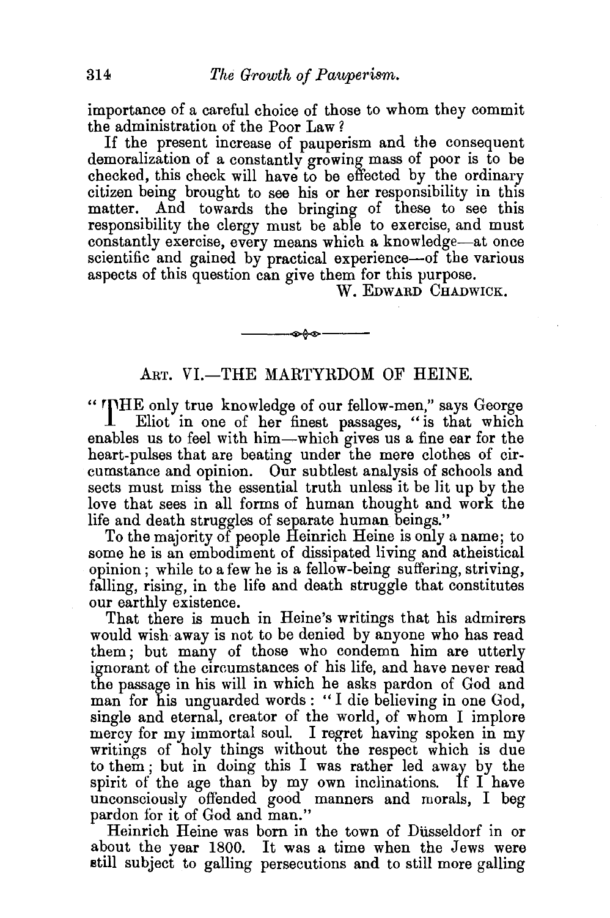importance of a careful choice of those to whom they commit the administration of the Poor Law?

If the present increase of pauperism and the consequent demoralization of a constantly growing mass of poor is to be checked, this check will have to be effected by the ordinary citizen being brought to see his or her responsibility in this matter. And towards the bringing of these to see this responsibility the clergy must be able to exercise, and must constantly exercise, every means which a knowledge—at once scientific and gained by practical experience—of the various aspects of this question can give them for this purpose.

W. EDWARD CHADWICK.

---

## ART. VI.—THE MARTYRDOM OF HEINE.

"THE only true knowledge of our fellow-men," says George Eliot in one of her finest passages, "is that which enables us to feel with him—which gives us a fine ear for the heart-pulses that are beating under the mere clothes of circumstance and opinion. Our subtlest analysis of schools and sects must miss the essential truth unless it be lit up by the love that sees in all forms of human thought and work the life and death struggles of separate human beings."

To the majority of people Heinrich Heine is only a name; to some he is an embodiment of dissipated living and atheistical opinion; while to a few he is a fellow-being suffering, striving, falling, rising, in the life and death struggle that constitutes our earthly existence.

That there is much in Heine's writings that his admirers would wish away is not to be denied by anyone who has read them; but many of those who condemn him are utterly ignorant of the circumstances of his life, and have never read the passage in his will in which he asks pardon of God and man for his unguarded words: "I die believing in one God, single and eternal, creator of the world, of whom I implore mercy for my immortal soul. I regret having spoken in my writings of holy things without the respect which is due to them; but in doing this I was rather led away by the spirit of the age than by my own inclinations. If I have unconsciously offended good manners and morals, I beg pardon for it of God and man."

Heinrich Heine was born in the town of Düsseldorf in or about the year 1800. It was a time when the Jews were still subject to galling persecutions and to still more galling